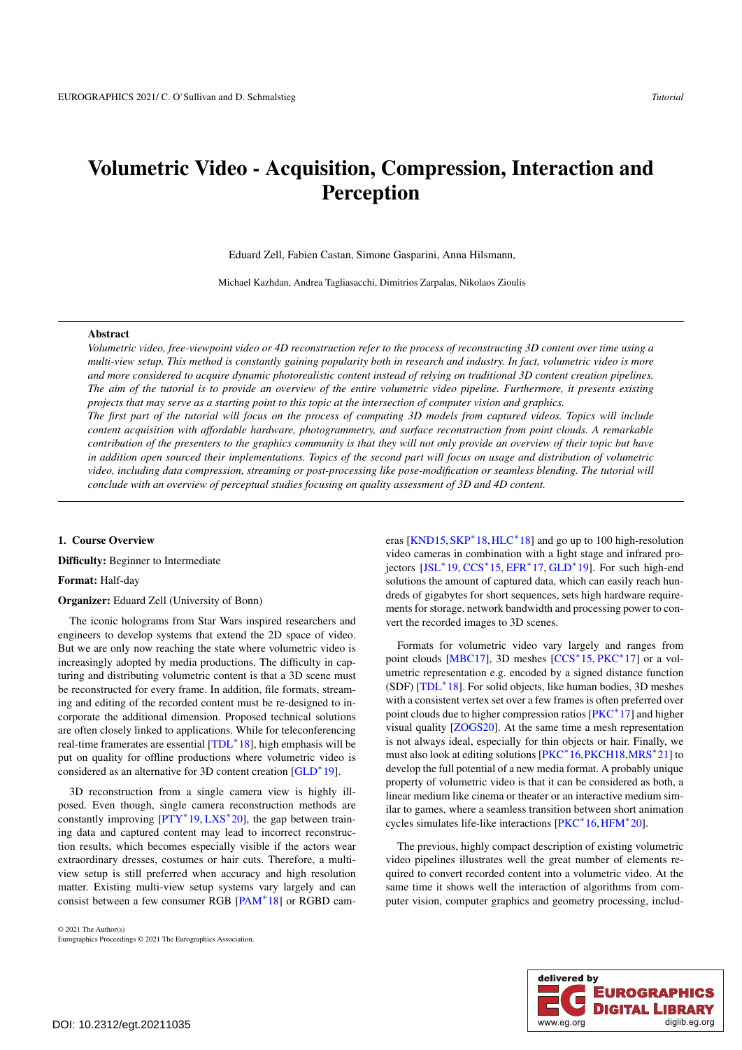# Volumetric Video - Acquisition, Compression, Interaction and Perception

Eduard Zell, Fabien Castan, Simone Gasparini, Anna Hilsmann,

Michael Kazhdan, Andrea Tagliasacchi, Dimitrios Zarpalas, Nikolaos Zioulis

## Abstract

*Volumetric video, free-viewpoint video or 4D reconstruction refer to the process of reconstructing 3D content over time using a multi-view setup. This method is constantly gaining popularity both in research and industry. In fact, volumetric video is more and more considered to acquire dynamic photorealistic content instead of relying on traditional 3D content creation pipelines. The aim of the tutorial is to provide an overview of the entire volumetric video pipeline. Furthermore, it presents existing projects that may serve as a starting point to this topic at the intersection of computer vision and graphics.*

*The first part of the tutorial will focus on the process of computing 3D models from captured videos. Topics will include content acquisition with affordable hardware, photogrammetry, and surface reconstruction from point clouds. A remarkable contribution of the presenters to the graphics community is that they will not only provide an overview of their topic but have in addition open sourced their implementations. Topics of the second part will focus on usage and distribution of volumetric video, including data compression, streaming or post-processing like pose-modification or seamless blending. The tutorial will conclude with an overview of perceptual studies focusing on quality assessment of 3D and 4D content.*

## 1. Course Overview

**Difficulty:** Beginner to Intermediate

**Format:** Half-day

**Organizer:** Eduard Zell (University of Bonn)

The iconic holograms from Star Wars inspired researchers and engineers to develop systems that extend the 2D space of video. But we are only now reaching the state where volumetric video is increasingly adopted by media productions. The difficulty in capturing and distributing volumetric content is that a 3D scene must be reconstructed for every frame. In addition, file formats, streaming and editing of the recorded content must be re-designed to incorporate the additional dimension. Proposed technical solutions are often closely linked to applications. While for teleconferencing real-time framerates are essential [TDL*18], high emphasis will be put on quality for offline productions where volumetric video is considered as an alternative for 3D content creation [GLD*19].

3D reconstruction from a single camera view is highly ill-posed. Even though, single camera reconstruction methods are constantly improving [PTY*19, LXS*20], the gap between training data and captured content may lead to incorrect reconstruction results, which becomes especially visible if the actors wear extraordinary dresses, costumes or hair cuts. Therefore, a multi-view setup is still preferred when accuracy and high resolution matter. Existing multi-view setup systems vary largely and can consist between a few consumer RGB [PAM*18] or RGBD cameras [KND15, SKP*18, HLC*18] and go up to 100 high-resolution video cameras in combination with a light stage and infrared projectors [JSL*19, CCS*15, EFR*17, GLD*19]. For such high-end solutions the amount of captured data, which can easily reach hundreds of gigabytes for short sequences, sets high hardware requirements for storage, network bandwidth and processing power to convert the recorded images to 3D scenes.

Formats for volumetric video vary largely and ranges from point clouds [MBC17], 3D meshes [CCS*15, PKC*17] or a volumetric representation e.g. encoded by a signed distance function (SDF) [TDL*18]. For solid objects, like human bodies, 3D meshes with a consistent vertex set over a few frames is often preferred over point clouds due to higher compression ratios [PKC*17] and higher visual quality [ZOGS20]. At the same time a mesh representation is not always ideal, especially for thin objects or hair. Finally, we must also look at editing solutions [PKC*16, PKCH18, MRS*21] to develop the full potential of a new media format. A probably unique property of volumetric video is that it can be considered as both, a linear medium like cinema or theater or an interactive medium similar to games, where a seamless transition between short animation cycles simulates life-like interactions [PKC*16, HFM*20].

The previous, highly compact description of existing volumetric video pipelines illustrates well the great number of elements required to convert recorded content into a volumetric video. At the same time it shows well the interaction of algorithms from computer vision, computer graphics and geometry processing, includ-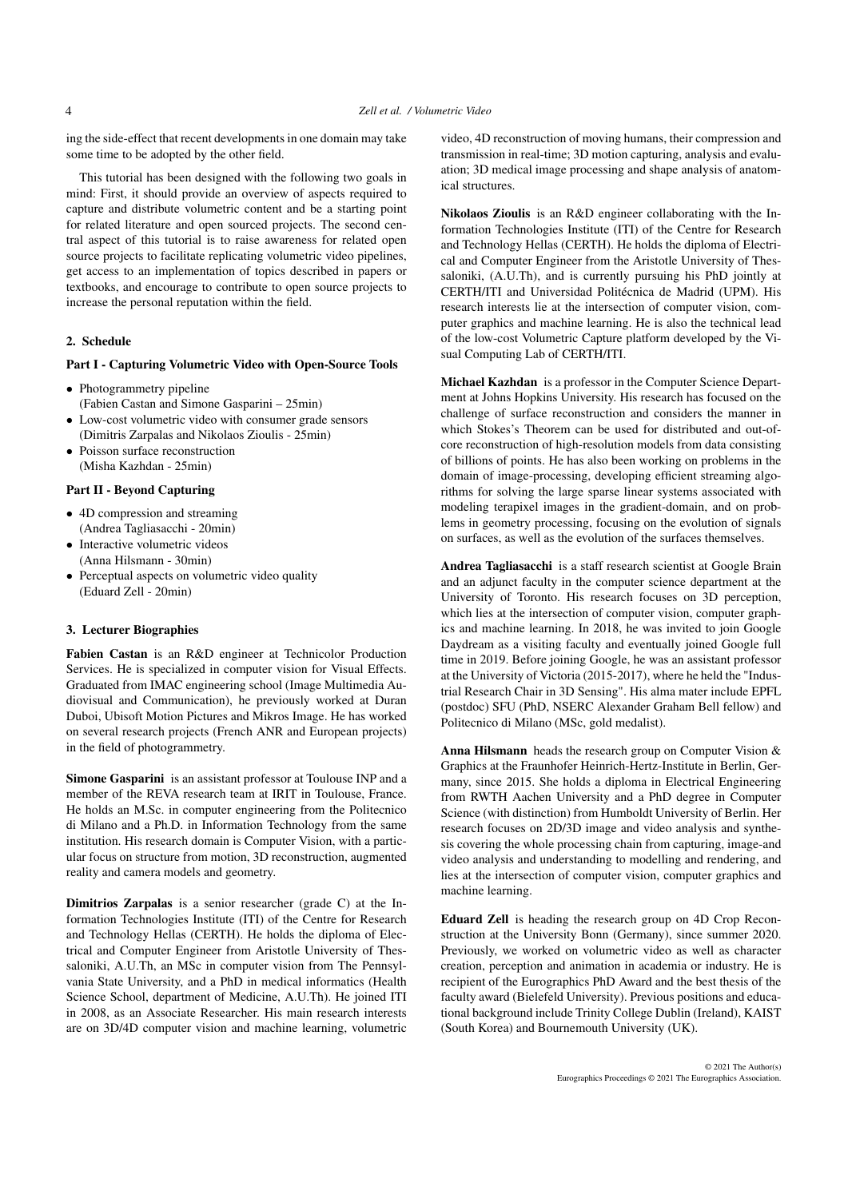ing the side-effect that recent developments in one domain may take some time to be adopted by the other field.

This tutorial has been designed with the following two goals in mind: First, it should provide an overview of aspects required to capture and distribute volumetric content and be a starting point for related literature and open sourced projects. The second central aspect of this tutorial is to raise awareness for related open source projects to facilitate replicating volumetric video pipelines, get access to an implementation of topics described in papers or textbooks, and encourage to contribute to open source projects to increase the personal reputation within the field.

## 2. Schedule

### Part I - Capturing Volumetric Video with Open-Source Tools

- Photogrammetry pipeline
  (Fabien Castan and Simone Gasparini – 25min)
- Low-cost volumetric video with consumer grade sensors
  (Dimitris Zarpalas and Nikolaos Zioulis - 25min)
- Poisson surface reconstruction
  (Misha Kazhdan - 25min)

### Part II - Beyond Capturing

- 4D compression and streaming
  (Andrea Tagliasacchi - 20min)
- Interactive volumetric videos
  (Anna Hilsmann - 30min)
- Perceptual aspects on volumetric video quality
  (Eduard Zell - 20min)

## 3. Lecturer Biographies

**Fabien Castan** is an R&D engineer at Technicolor Production Services. He is specialized in computer vision for Visual Effects. Graduated from IMAC engineering school (Image Multimedia Audiovisual and Communication), he previously worked at Duran Duboi, Ubisoft Motion Pictures and Mikros Image. He has worked on several research projects (French ANR and European projects) in the field of photogrammetry.

**Simone Gasparini** is an assistant professor at Toulouse INP and a member of the REVA research team at IRIT in Toulouse, France. He holds an M.Sc. in computer engineering from the Politecnico di Milano and a Ph.D. in Information Technology from the same institution. His research domain is Computer Vision, with a particular focus on structure from motion, 3D reconstruction, augmented reality and camera models and geometry.

**Dimitrios Zarpalas** is a senior researcher (grade C) at the Information Technologies Institute (ITI) of the Centre for Research and Technology Hellas (CERTH). He holds the diploma of Electrical and Computer Engineer from Aristotle University of Thessaloniki, A.U.Th, an MSc in computer vision from The Pennsylvania State University, and a PhD in medical informatics (Health Science School, department of Medicine, A.U.Th). He joined ITI in 2008, as an Associate Researcher. His main research interests are on 3D/4D computer vision and machine learning, volumetric video, 4D reconstruction of moving humans, their compression and transmission in real-time; 3D motion capturing, analysis and evaluation; 3D medical image processing and shape analysis of anatomical structures.

**Nikolaos Zioulis** is an R&D engineer collaborating with the Information Technologies Institute (ITI) of the Centre for Research and Technology Hellas (CERTH). He holds the diploma of Electrical and Computer Engineer from the Aristotle University of Thessaloniki, (A.U.Th), and is currently pursuing his PhD jointly at CERTH/ITI and Universidad Politécnica de Madrid (UPM). His research interests lie at the intersection of computer vision, computer graphics and machine learning. He is also the technical lead of the low-cost Volumetric Capture platform developed by the Visual Computing Lab of CERTH/ITI.

**Michael Kazhdan** is a professor in the Computer Science Department at Johns Hopkins University. His research has focused on the challenge of surface reconstruction and considers the manner in which Stokes's Theorem can be used for distributed and out-of-core reconstruction of high-resolution models from data consisting of billions of points. He has also been working on problems in the domain of image-processing, developing efficient streaming algorithms for solving the large sparse linear systems associated with modeling terapixel images in the gradient-domain, and on problems in geometry processing, focusing on the evolution of signals on surfaces, as well as the evolution of the surfaces themselves.

**Andrea Tagliasacchi** is a staff research scientist at Google Brain and an adjunct faculty in the computer science department at the University of Toronto. His research focuses on 3D perception, which lies at the intersection of computer vision, computer graphics and machine learning. In 2018, he was invited to join Google Daydream as a visiting faculty and eventually joined Google full time in 2019. Before joining Google, he was an assistant professor at the University of Victoria (2015-2017), where he held the "Industrial Research Chair in 3D Sensing". His alma mater include EPFL (postdoc) SFU (PhD, NSERC Alexander Graham Bell fellow) and Politecnico di Milano (MSc, gold medalist).

**Anna Hilsmann** heads the research group on Computer Vision & Graphics at the Fraunhofer Heinrich-Hertz-Institute in Berlin, Germany, since 2015. She holds a diploma in Electrical Engineering from RWTH Aachen University and a PhD degree in Computer Science (with distinction) from Humboldt University of Berlin. Her research focuses on 2D/3D image and video analysis and synthesis covering the whole processing chain from capturing, image-and video analysis and understanding to modelling and rendering, and lies at the intersection of computer vision, computer graphics and machine learning.

**Eduard Zell** is heading the research group on 4D Crop Reconstruction at the University Bonn (Germany), since summer 2020. Previously, we worked on volumetric video as well as character creation, perception and animation in academia or industry. He is recipient of the Eurographics PhD Award and the best thesis of the faculty award (Bielefeld University). Previous positions and educational background include Trinity College Dublin (Ireland), KAIST (South Korea) and Bournemouth University (UK).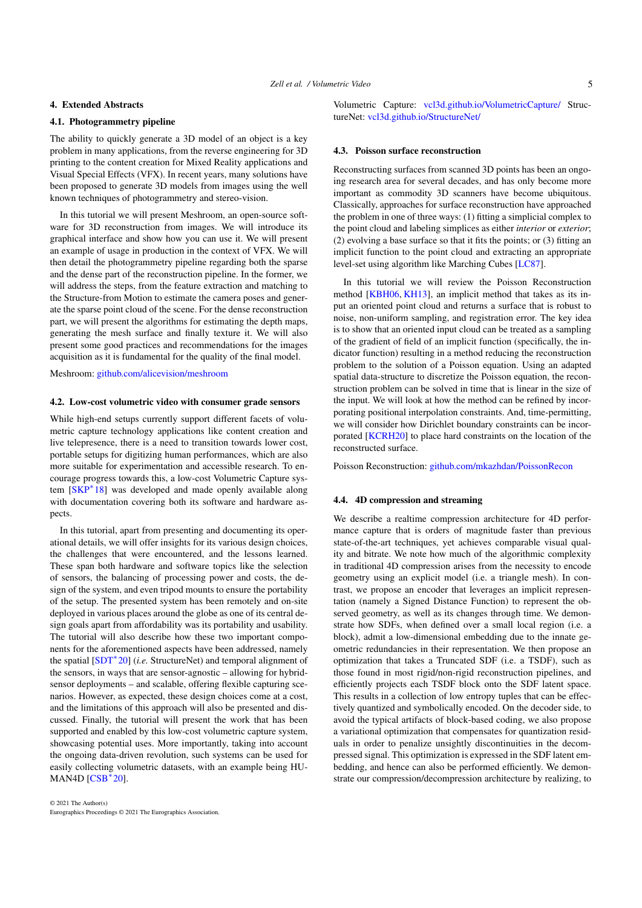## 4. Extended Abstracts

### 4.1. Photogrammetry pipeline

The ability to quickly generate a 3D model of an object is a key problem in many applications, from the reverse engineering for 3D printing to the content creation for Mixed Reality applications and Visual Special Effects (VFX). In recent years, many solutions have been proposed to generate 3D models from images using the well known techniques of photogrammetry and stereo-vision.

In this tutorial we will present Meshroom, an open-source software for 3D reconstruction from images. We will introduce its graphical interface and show how you can use it. We will present an example of usage in production in the context of VFX. We will then detail the photogrammetry pipeline regarding both the sparse and the dense part of the reconstruction pipeline. In the former, we will address the steps, from the feature extraction and matching to the Structure-from Motion to estimate the camera poses and generate the sparse point cloud of the scene. For the dense reconstruction part, we will present the algorithms for estimating the depth maps, generating the mesh surface and finally texture it. We will also present some good practices and recommendations for the images acquisition as it is fundamental for the quality of the final model.

Meshroom: github.com/alicevision/meshroom

### 4.2. Low-cost volumetric video with consumer grade sensors

While high-end setups currently support different facets of volumetric capture technology applications like content creation and live telepresence, there is a need to transition towards lower cost, portable setups for digitizing human performances, which are also more suitable for experimentation and accessible research. To encourage progress towards this, a low-cost Volumetric Capture system [SKP*18] was developed and made openly available along with documentation covering both its software and hardware aspects.

In this tutorial, apart from presenting and documenting its operational details, we will offer insights for its various design choices, the challenges that were encountered, and the lessons learned. These span both hardware and software topics like the selection of sensors, the balancing of processing power and costs, the design of the system, and even tripod mounts to ensure the portability of the setup. The presented system has been remotely and on-site deployed in various places around the globe as one of its central design goals apart from affordability was its portability and usability. The tutorial will also describe how these two important components for the aforementioned aspects have been addressed, namely the spatial [SDT*20] (*i.e.* StructureNet) and temporal alignment of the sensors, in ways that are sensor-agnostic – allowing for hybrid-sensor deployments – and scalable, offering flexible capturing scenarios. However, as expected, these design choices come at a cost, and the limitations of this approach will also be presented and discussed. Finally, the tutorial will present the work that has been supported and enabled by this low-cost volumetric capture system, showcasing potential uses. More importantly, taking into account the ongoing data-driven revolution, such systems can be used for easily collecting volumetric datasets, with an example being HUMAN4D [CSB*20].

Volumetric Capture: vcl3d.github.io/VolumetricCapture/ StructureNet: vcl3d.github.io/StructureNet/

### 4.3. Poisson surface reconstruction

Reconstructing surfaces from scanned 3D points has been an ongoing research area for several decades, and has only become more important as commodity 3D scanners have become ubiquitous. Classically, approaches for surface reconstruction have approached the problem in one of three ways: (1) fitting a simplicial complex to the point cloud and labeling simplices as either *interior* or *exterior*; (2) evolving a base surface so that it fits the points; or (3) fitting an implicit function to the point cloud and extracting an appropriate level-set using algorithm like Marching Cubes [LC87].

In this tutorial we will review the Poisson Reconstruction method [KBH06, KH13], an implicit method that takes as its input an oriented point cloud and returns a surface that is robust to noise, non-uniform sampling, and registration error. The key idea is to show that an oriented input cloud can be treated as a sampling of the gradient of field of an implicit function (specifically, the indicator function) resulting in a method reducing the reconstruction problem to the solution of a Poisson equation. Using an adapted spatial data-structure to discretize the Poisson equation, the reconstruction problem can be solved in time that is linear in the size of the input. We will look at how the method can be refined by incorporating positional interpolation constraints. And, time-permitting, we will consider how Dirichlet boundary constraints can be incorporated [KCRH20] to place hard constraints on the location of the reconstructed surface.

Poisson Reconstruction: github.com/mkazhdan/PoissonRecon

### 4.4. 4D compression and streaming

We describe a realtime compression architecture for 4D performance capture that is orders of magnitude faster than previous state-of-the-art techniques, yet achieves comparable visual quality and bitrate. We note how much of the algorithmic complexity in traditional 4D compression arises from the necessity to encode geometry using an explicit model (i.e. a triangle mesh). In contrast, we propose an encoder that leverages an implicit representation (namely a Signed Distance Function) to represent the observed geometry, as well as its changes through time. We demonstrate how SDFs, when defined over a small local region (i.e. a block), admit a low-dimensional embedding due to the innate geometric redundancies in their representation. We then propose an optimization that takes a Truncated SDF (i.e. a TSDF), such as those found in most rigid/non-rigid reconstruction pipelines, and efficiently projects each TSDF block onto the SDF latent space. This results in a collection of low entropy tuples that can be effectively quantized and symbolically encoded. On the decoder side, to avoid the typical artifacts of block-based coding, we also propose a variational optimization that compensates for quantization residuals in order to penalize unsightly discontinuities in the decompressed signal. This optimization is expressed in the SDF latent embedding, and hence can also be performed efficiently. We demonstrate our compression/decompression architecture by realizing, to

© 2021 The Author(s)
Eurographics Proceedings © 2021 The Eurographics Association.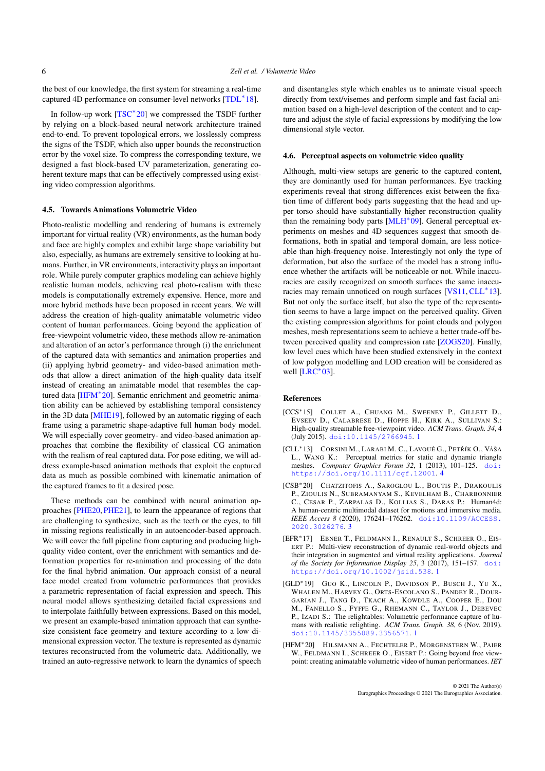the best of our knowledge, the first system for streaming a real-time captured 4D performance on consumer-level networks [TDL*18].

In follow-up work [TSC*20] we compressed the TSDF further by relying on a block-based neural network architecture trained end-to-end. To prevent topological errors, we losslessly compress the signs of the TSDF, which also upper bounds the reconstruction error by the voxel size. To compress the corresponding texture, we designed a fast block-based UV parameterization, generating coherent texture maps that can be effectively compressed using existing video compression algorithms.

### 4.5. Towards Animations Volumetric Video

Photo-realistic modelling and rendering of humans is extremely important for virtual reality (VR) environments, as the human body and face are highly complex and exhibit large shape variability but also, especially, as humans are extremely sensitive to looking at humans. Further, in VR environments, interactivity plays an important role. While purely computer graphics modeling can achieve highly realistic human models, achieving real photo-realism with these models is computationally extremely expensive. Hence, more and more hybrid methods have been proposed in recent years. We will address the creation of high-quality animatable volumetric video content of human performances. Going beyond the application of free-viewpoint volumetric video, these methods allow re-animation and alteration of an actor's performance through (i) the enrichment of the captured data with semantics and animation properties and (ii) applying hybrid geometry- and video-based animation methods that allow a direct animation of the high-quality data itself instead of creating an animatable model that resembles the captured data [HFM*20]. Semantic enrichment and geometric animation ability can be achieved by establishing temporal consistency in the 3D data [MHE19], followed by an automatic rigging of each frame using a parametric shape-adaptive full human body model. We will especially cover geometry- and video-based animation approaches that combine the flexibility of classical CG animation with the realism of real captured data. For pose editing, we will address example-based animation methods that exploit the captured data as much as possible combined with kinematic animation of the captured frames to fit a desired pose.

These methods can be combined with neural animation approaches [PHE20, PHE21], to learn the appearance of regions that are challenging to synthesize, such as the teeth or the eyes, to fill in missing regions realistically in an autoencoder-based approach. We will cover the full pipeline from capturing and producing high-quality video content, over the enrichment with semantics and deformation properties for re-animation and processing of the data for the final hybrid animation. Our approach consist of a neural face model created from volumetric performances that provides a parametric representation of facial expression and speech. This neural model allows synthesizing detailed facial expressions and to interpolate faithfully between expressions. Based on this model, we present an example-based animation approach that can synthesize consistent face geometry and texture according to a low dimensional expression vector. The texture is represented as dynamic textures reconstructed from the volumetric data. Additionally, we trained an auto-regressive network to learn the dynamics of speech and disentangles style which enables us to animate visual speech directly from text/visemes and perform simple and fast facial animation based on a high-level description of the content and to capture and adjust the style of facial expressions by modifying the low dimensional style vector.

### 4.6. Perceptual aspects on volumetric video quality

Although, multi-view setups are generic to the captured content, they are dominantly used for human performances. Eye tracking experiments reveal that strong differences exist between the fixation time of different body parts suggesting that the head and upper torso should have substantially higher reconstruction quality than the remaining body parts [MLH*09]. General perceptual experiments on meshes and 4D sequences suggest that smooth deformations, both in spatial and temporal domain, are less noticeable than high-frequency noise. Interestingly not only the type of deformation, but also the surface of the model has a strong influence whether the artifacts will be noticeable or not. While inaccuracies are easily recognized on smooth surfaces the same inaccuracies may remain unnoticed on rough surfaces [VS11, CLL*13]. But not only the surface itself, but also the type of the representation seems to have a large impact on the perceived quality. Given the existing compression algorithms for point clouds and polygon meshes, mesh representations seem to achieve a better trade-off between perceived quality and compression rate [ZOGS20]. Finally, low level cues which have been studied extensively in the context of low polygon modelling and LOD creation will be considered as well [LRC*03].

## References

[CCS*15] Collet A., Chuang M., Sweeney P., Gillett D., Evseev D., Calabrese D., Hoppe H., Kirk A., Sullivan S.: High-quality streamable free-viewpoint video. *ACM Trans. Graph. 34*, 4 (July 2015). doi:10.1145/2766945. 1

[CLL*13] Corsini M., Larabi M. C., Lavoué G., Petřík O., Váša L., Wang K.: Perceptual metrics for static and dynamic triangle meshes. *Computer Graphics Forum 32*, 1 (2013), 101–125. doi: https://doi.org/10.1111/cgf.12001. 4

[CSB*20] Chatzitofis A., Saroglou L., Boutis P., Drakoulis P., Zioulis N., Subramanyam S., Kevelham B., Charbonnier C., Cesar P., Zarpalas D., Kollias S., Daras P.: Human4d: A human-centric multimodal dataset for motions and immersive media. *IEEE Access 8* (2020), 176241–176262. doi:10.1109/ACCESS.2020.3026276. 3

[EFR*17] Ebner T., Feldmann I., Renault S., Schreer O., Eisert P.: Multi-view reconstruction of dynamic real-world objects and their integration in augmented and virtual reality applications. *Journal of the Society for Information Display 25*, 3 (2017), 151–157. doi: https://doi.org/10.1002/jsid.538. 1

[GLD*19] Guo K., Lincoln P., Davidson P., Busch J., Yu X., Whalen M., Harvey G., Orts-Escolano S., Pandey R., Dourgarian J., Tang D., Tkach A., Kowdle A., Cooper E., Dou M., Fanello S., Fyffe G., Rhemann C., Taylor J., Debevec P., Izadi S.: The relightables: Volumetric performance capture of humans with realistic relighting. *ACM Trans. Graph. 38*, 6 (Nov. 2019). doi:10.1145/3355089.3356571. 1

[HFM*20] Hilsmann A., Fechteler P., Morgenstern W., Paier W., Feldmann I., Schreer O., Eisert P.: Going beyond free viewpoint: creating animatable volumetric video of human performances. *IET*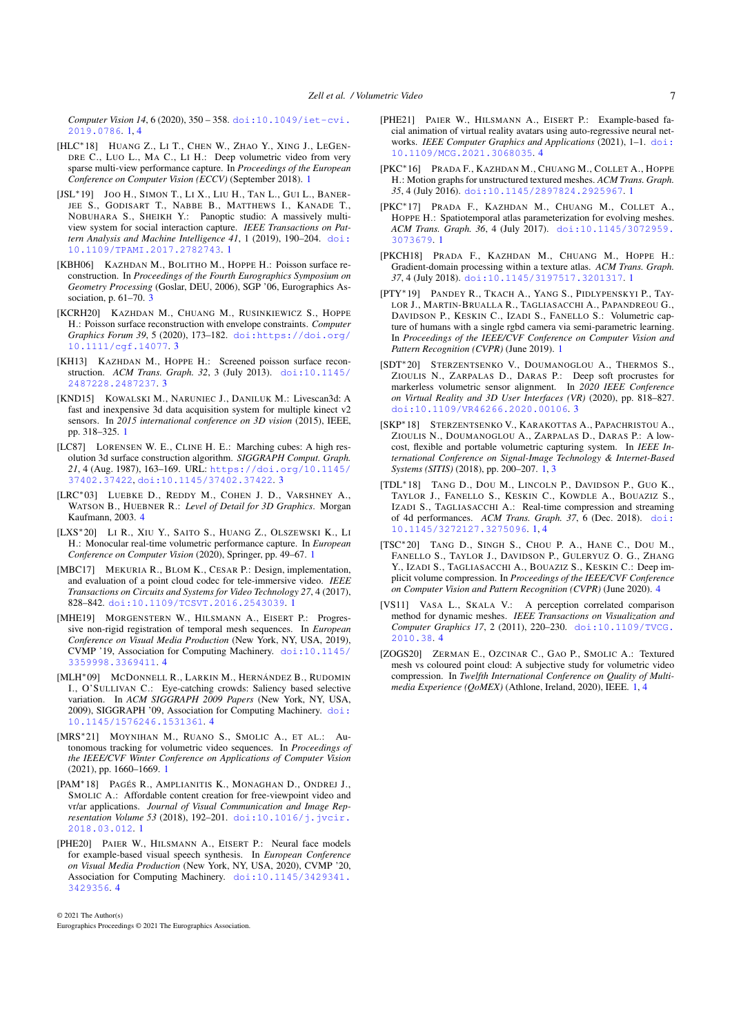*Computer Vision 14*, 6 (2020), 350 – 358. doi:10.1049/iet-cvi.2019.0786. 1, 4

[HLC*18] Huang Z., Li T., Chen W., Zhao Y., Xing J., LeGendre C., Luo L., Ma C., Li H.: Deep volumetric video from very sparse multi-view performance capture. In *Proceedings of the European Conference on Computer Vision (ECCV)* (September 2018). 1

[JSL*19] Joo H., Simon T., Li X., Liu H., Tan L., Gui L., Banerjee S., Godisart T., Nabbe B., Matthews I., Kanade T., Nobuhara S., Sheikh Y.: Panoptic studio: A massively multiview system for social interaction capture. *IEEE Transactions on Pattern Analysis and Machine Intelligence 41*, 1 (2019), 190–204. doi:10.1109/TPAMI.2017.2782743. 1

[KBH06] Kazhdan M., Bolitho M., Hoppe H.: Poisson surface reconstruction. In *Proceedings of the Fourth Eurographics Symposium on Geometry Processing* (Goslar, DEU, 2006), SGP '06, Eurographics Association, p. 61–70. 3

[KCRH20] Kazhdan M., Chuang M., Rusinkiewicz S., Hoppe H.: Poisson surface reconstruction with envelope constraints. *Computer Graphics Forum 39*, 5 (2020), 173–182. doi:https://doi.org/10.1111/cgf.14077. 3

[KH13] Kazhdan M., Hoppe H.: Screened poisson surface reconstruction. *ACM Trans. Graph. 32*, 3 (July 2013). doi:10.1145/2487228.2487237. 3

[KND15] Kowalski M., Naruniec J., Daniluk M.: Livescan3d: A fast and inexpensive 3d data acquisition system for multiple kinect v2 sensors. In *2015 international conference on 3D vision* (2015), IEEE, pp. 318–325. 1

[LC87] Lorensen W. E., Cline H. E.: Marching cubes: A high resolution 3d surface construction algorithm. *SIGGRAPH Comput. Graph. 21*, 4 (Aug. 1987), 163–169. URL: https://doi.org/10.1145/37402.37422, doi:10.1145/37402.37422. 3

[LRC*03] Luebke D., Reddy M., Cohen J. D., Varshney A., Watson B., Huebner R.: *Level of Detail for 3D Graphics*. Morgan Kaufmann, 2003. 4

[LXS*20] Li R., Xiu Y., Saito S., Huang Z., Olszewski K., Li H.: Monocular real-time volumetric performance capture. In *European Conference on Computer Vision* (2020), Springer, pp. 49–67. 1

[MBC17] Mekuria R., Blom K., Cesar P.: Design, implementation, and evaluation of a point cloud codec for tele-immersive video. *IEEE Transactions on Circuits and Systems for Video Technology 27*, 4 (2017), 828–842. doi:10.1109/TCSVT.2016.2543039. 1

[MHE19] Morgenstern W., Hilsmann A., Eisert P.: Progressive non-rigid registration of temporal mesh sequences. In *European Conference on Visual Media Production* (New York, NY, USA, 2019), CVMP '19, Association for Computing Machinery. doi:10.1145/3359998.3369411. 4

[MLH*09] McDonnell R., Larkin M., Hernández B., Rudomin I., O'Sullivan C.: Eye-catching crowds: Saliency based selective variation. In *ACM SIGGRAPH 2009 Papers* (New York, NY, USA, 2009), SIGGRAPH '09, Association for Computing Machinery. doi:10.1145/1576246.1531361. 4

[MRS*21] Moynihan M., Ruano S., Smolic A., et al.: Autonomous tracking for volumetric video sequences. In *Proceedings of the IEEE/CVF Winter Conference on Applications of Computer Vision* (2021), pp. 1660–1669. 1

[PAM*18] Pagés R., Amplianitis K., Monaghan D., Ondrej J., Smolic A.: Affordable content creation for free-viewpoint video and vr/ar applications. *Journal of Visual Communication and Image Representation Volume 53* (2018), 192–201. doi:10.1016/j.jvcir.2018.03.012. 1

[PHE20] Paier W., Hilsmann A., Eisert P.: Neural face models for example-based visual speech synthesis. In *European Conference on Visual Media Production* (New York, NY, USA, 2020), CVMP '20, Association for Computing Machinery. doi:10.1145/3429341.3429356. 4

[PHE21] Paier W., Hilsmann A., Eisert P.: Example-based facial animation of virtual reality avatars using auto-regressive neural networks. *IEEE Computer Graphics and Applications* (2021), 1–1. doi:10.1109/MCG.2021.3068035. 4

[PKC*16] Prada F., Kazhdan M., Chuang M., Collet A., Hoppe H.: Motion graphs for unstructured textured meshes. *ACM Trans. Graph. 35*, 4 (July 2016). doi:10.1145/2897824.2925967. 1

[PKC*17] Prada F., Kazhdan M., Chuang M., Collet A., Hoppe H.: Spatiotemporal atlas parameterization for evolving meshes. *ACM Trans. Graph. 36*, 4 (July 2017). doi:10.1145/3072959.3073679. 1

[PKCH18] Prada F., Kazhdan M., Chuang M., Hoppe H.: Gradient-domain processing within a texture atlas. *ACM Trans. Graph. 37*, 4 (July 2018). doi:10.1145/3197517.3201317. 1

[PTY*19] Pandey R., Tkach A., Yang S., Pidlypenskyi P., Taylor J., Martin-Brualla R., Tagliasacchi A., Papandreou G., Davidson P., Keskin C., Izadi S., Fanello S.: Volumetric capture of humans with a single rgbd camera via semi-parametric learning. In *Proceedings of the IEEE/CVF Conference on Computer Vision and Pattern Recognition (CVPR)* (June 2019). 1

[SDT*20] Sterzentsenko V., Doumanoglou A., Thermos S., Zioulis N., Zarpalas D., Daras P.: Deep soft procrustes for markerless volumetric sensor alignment. In *2020 IEEE Conference on Virtual Reality and 3D User Interfaces (VR)* (2020), pp. 818–827. doi:10.1109/VR46266.2020.00106. 3

[SKP*18] Sterzentsenko V., Karakottas A., Papachristou A., Zioulis N., Doumanoglou A., Zarpalas D., Daras P.: A low-cost, flexible and portable volumetric capturing system. In *IEEE International Conference on Signal-Image Technology & Internet-Based Systems (SITIS)* (2018), pp. 200–207. 1, 3

[TDL*18] Tang D., Dou M., Lincoln P., Davidson P., Guo K., Taylor J., Fanello S., Keskin C., Kowdle A., Bouaziz S., Izadi S., Tagliasacchi A.: Real-time compression and streaming of 4d performances. *ACM Trans. Graph. 37*, 6 (Dec. 2018). doi:10.1145/3272127.3275096. 1, 4

[TSC*20] Tang D., Singh S., Chou P. A., Hane C., Dou M., Fanello S., Taylor J., Davidson P., Guleryuz O. G., Zhang Y., Izadi S., Tagliasacchi A., Bouaziz S., Keskin C.: Deep implicit volume compression. In *Proceedings of the IEEE/CVF Conference on Computer Vision and Pattern Recognition (CVPR)* (June 2020). 4

[VS11] Vasa L., Skala V.: A perception correlated comparison method for dynamic meshes. *IEEE Transactions on Visualization and Computer Graphics 17*, 2 (2011), 220–230. doi:10.1109/TVCG.2010.38. 4

[ZOGS20] Zerman E., Ozcinar C., Gao P., Smolic A.: Textured mesh vs coloured point cloud: A subjective study for volumetric video compression. In *Twelfth International Conference on Quality of Multimedia Experience (QoMEX)* (Athlone, Ireland, 2020), IEEE. 1, 4